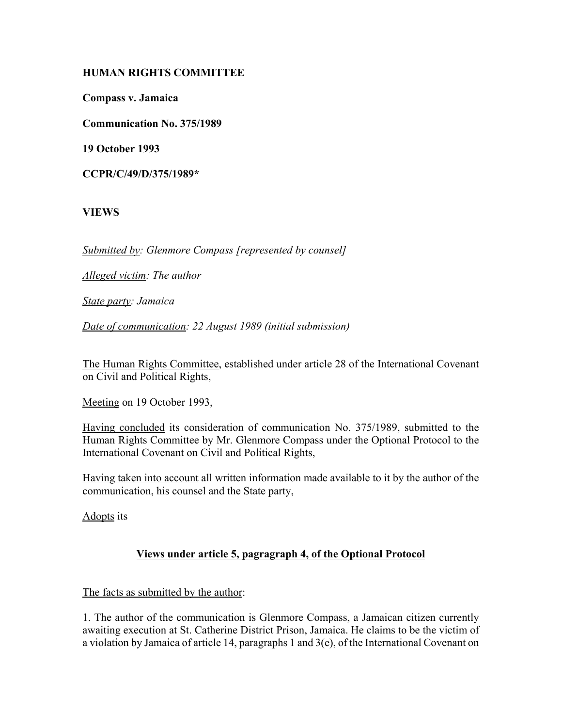**HUMAN RIGHTS COMMITTEE**

**Compass v. Jamaica**

**Communication No. 375/1989**

**19 October 1993**

**CCPR/C/49/D/375/1989***

**VIEWS**

*Submitted by: Glenmore Compass [represented by counsel]*

*Alleged victim: The author*

*State party: Jamaica*

*Date of communication: 22 August 1989 (initial submission)*

The Human Rights Committee, established under article 28 of the International Covenant on Civil and Political Rights,

Meeting on 19 October 1993,

Having concluded its consideration of communication No. 375/1989, submitted to the Human Rights Committee by Mr. Glenmore Compass under the Optional Protocol to the International Covenant on Civil and Political Rights,

Having taken into account all written information made available to it by the author of the communication, his counsel and the State party,

Adopts its

## Views under article 5, pagagraph 4, of the Optional Protocol

The facts as submitted by the author:

1. The author of the communication is Glenmore Compass, a Jamaican citizen currently awaiting execution at St. Catherine District Prison, Jamaica. He claims to be the victim of a violation by Jamaica of article 14, paragraphs 1 and 3(e), of the International Covenant on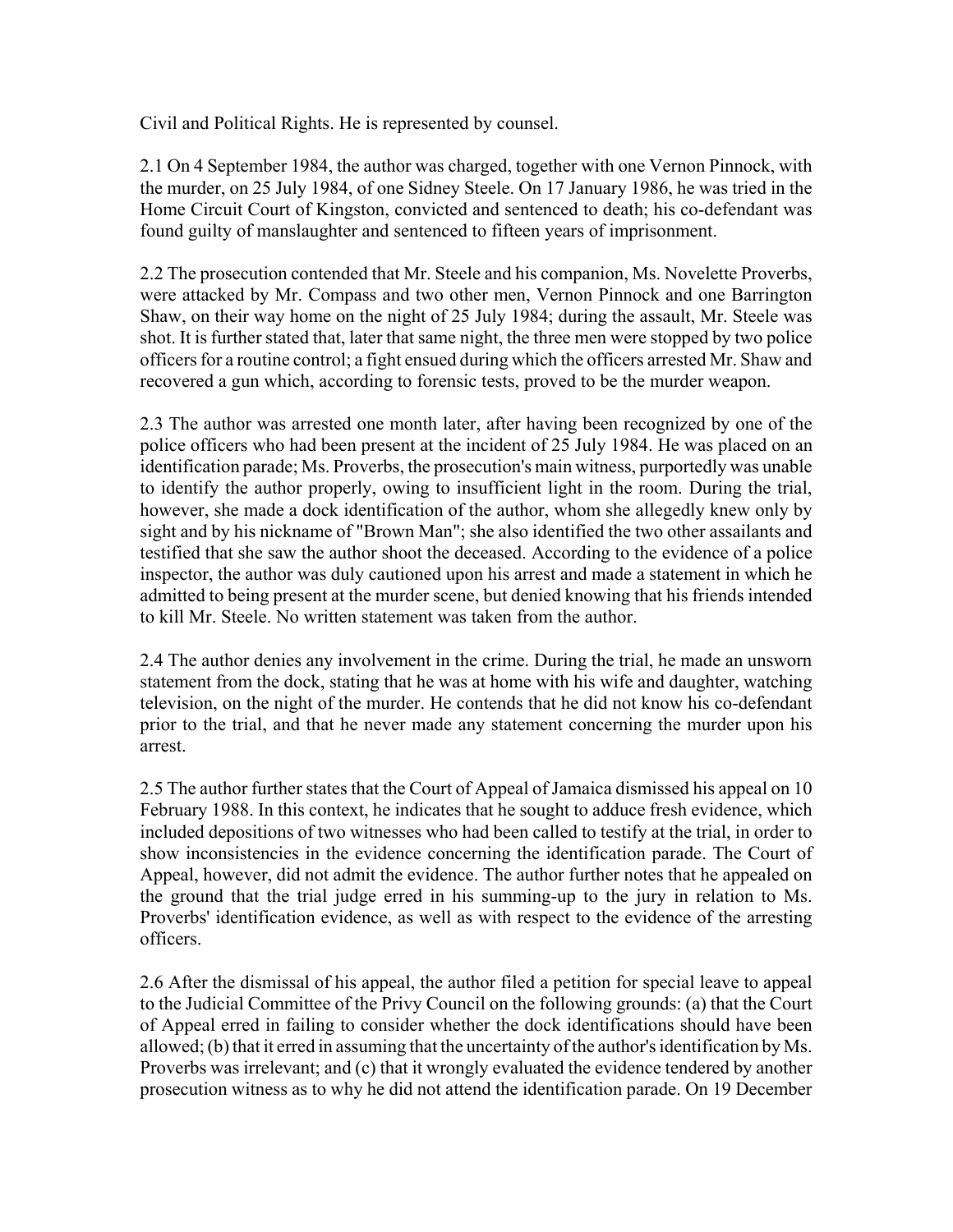Civil and Political Rights. He is represented by counsel.

2.1 On 4 September 1984, the author was charged, together with one Vernon Pinnock, with the murder, on 25 July 1984, of one Sidney Steele. On 17 January 1986, he was tried in the Home Circuit Court of Kingston, convicted and sentenced to death; his co-defendant was found guilty of manslaughter and sentenced to fifteen years of imprisonment.

2.2 The prosecution contended that Mr. Steele and his companion, Ms. Novelette Proverbs, were attacked by Mr. Compass and two other men, Vernon Pinnock and one Barrington Shaw, on their way home on the night of 25 July 1984; during the assault, Mr. Steele was shot. It is further stated that, later that same night, the three men were stopped by two police officers for a routine control; a fight ensued during which the officers arrested Mr. Shaw and recovered a gun which, according to forensic tests, proved to be the murder weapon.

2.3 The author was arrested one month later, after having been recognized by one of the police officers who had been present at the incident of 25 July 1984. He was placed on an identification parade; Ms. Proverbs, the prosecution's main witness, purportedly was unable to identify the author properly, owing to insufficient light in the room. During the trial, however, she made a dock identification of the author, whom she allegedly knew only by sight and by his nickname of "Brown Man"; she also identified the two other assailants and testified that she saw the author shoot the deceased. According to the evidence of a police inspector, the author was duly cautioned upon his arrest and made a statement in which he admitted to being present at the murder scene, but denied knowing that his friends intended to kill Mr. Steele. No written statement was taken from the author.

2.4 The author denies any involvement in the crime. During the trial, he made an unsworn statement from the dock, stating that he was at home with his wife and daughter, watching television, on the night of the murder. He contends that he did not know his co-defendant prior to the trial, and that he never made any statement concerning the murder upon his arrest.

2.5 The author further states that the Court of Appeal of Jamaica dismissed his appeal on 10 February 1988. In this context, he indicates that he sought to adduce fresh evidence, which included depositions of two witnesses who had been called to testify at the trial, in order to show inconsistencies in the evidence concerning the identification parade. The Court of Appeal, however, did not admit the evidence. The author further notes that he appealed on the ground that the trial judge erred in his summing-up to the jury in relation to Ms. Proverbs' identification evidence, as well as with respect to the evidence of the arresting officers.

2.6 After the dismissal of his appeal, the author filed a petition for special leave to appeal to the Judicial Committee of the Privy Council on the following grounds: (a) that the Court of Appeal erred in failing to consider whether the dock identifications should have been allowed; (b) that it erred in assuming that the uncertainty of the author's identification by Ms. Proverbs was irrelevant; and (c) that it wrongly evaluated the evidence tendered by another prosecution witness as to why he did not attend the identification parade. On 19 December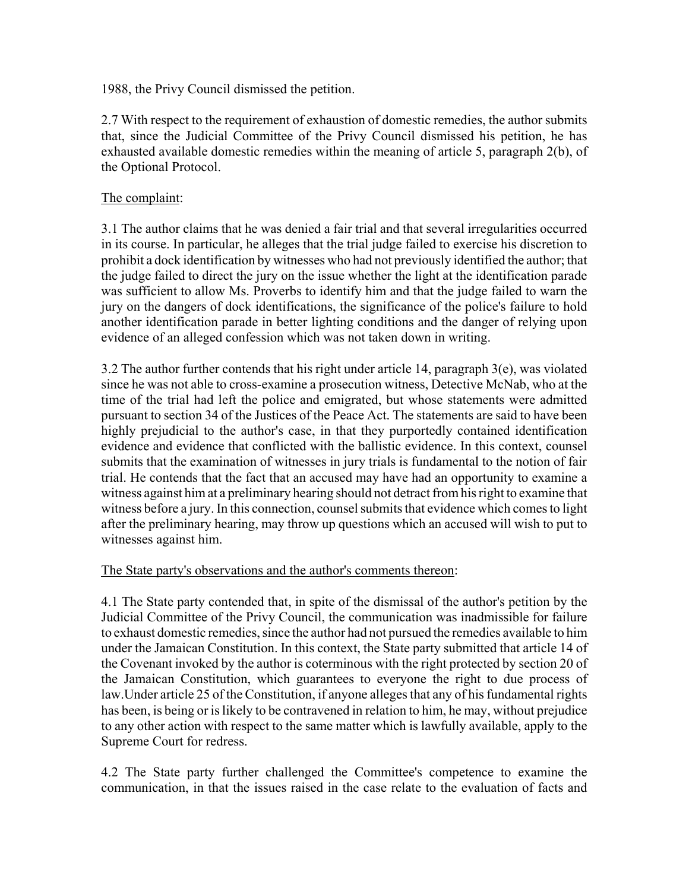1988, the Privy Council dismissed the petition.

2.7 With respect to the requirement of exhaustion of domestic remedies, the author submits that, since the Judicial Committee of the Privy Council dismissed his petition, he has exhausted available domestic remedies within the meaning of article 5, paragraph 2(b), of the Optional Protocol.

The complaint:

3.1 The author claims that he was denied a fair trial and that several irregularities occurred in its course. In particular, he alleges that the trial judge failed to exercise his discretion to prohibit a dock identification by witnesses who had not previously identified the author; that the judge failed to direct the jury on the issue whether the light at the identification parade was sufficient to allow Ms. Proverbs to identify him and that the judge failed to warn the jury on the dangers of dock identifications, the significance of the police's failure to hold another identification parade in better lighting conditions and the danger of relying upon evidence of an alleged confession which was not taken down in writing.

3.2 The author further contends that his right under article 14, paragraph 3(e), was violated since he was not able to cross-examine a prosecution witness, Detective McNab, who at the time of the trial had left the police and emigrated, but whose statements were admitted pursuant to section 34 of the Justices of the Peace Act. The statements are said to have been highly prejudicial to the author's case, in that they purportedly contained identification evidence and evidence that conflicted with the ballistic evidence. In this context, counsel submits that the examination of witnesses in jury trials is fundamental to the notion of fair trial. He contends that the fact that an accused may have had an opportunity to examine a witness against him at a preliminary hearing should not detract from his right to examine that witness before a jury. In this connection, counsel submits that evidence which comes to light after the preliminary hearing, may throw up questions which an accused will wish to put to witnesses against him.

The State party's observations and the author's comments thereon:

4.1 The State party contended that, in spite of the dismissal of the author's petition by the Judicial Committee of the Privy Council, the communication was inadmissible for failure to exhaust domestic remedies, since the author had not pursued the remedies available to him under the Jamaican Constitution. In this context, the State party submitted that article 14 of the Covenant invoked by the author is coterminous with the right protected by section 20 of the Jamaican Constitution, which guarantees to everyone the right to due process of law.Under article 25 of the Constitution, if anyone alleges that any of his fundamental rights has been, is being or is likely to be contravened in relation to him, he may, without prejudice to any other action with respect to the same matter which is lawfully available, apply to the Supreme Court for redress.

4.2 The State party further challenged the Committee's competence to examine the communication, in that the issues raised in the case relate to the evaluation of facts and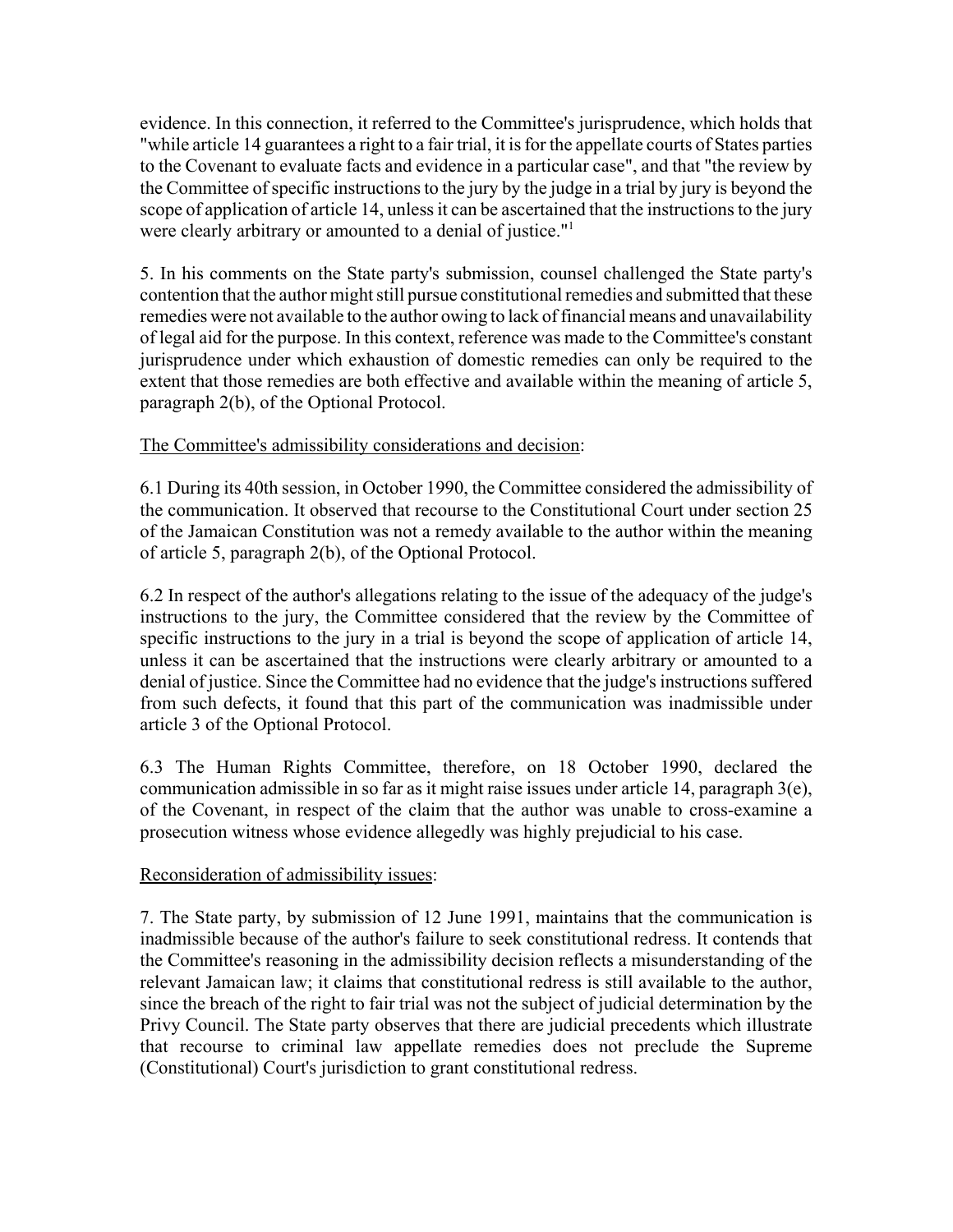evidence. In this connection, it referred to the Committee's jurisprudence, which holds that "while article 14 guarantees a right to a fair trial, it is for the appellate courts of States parties to the Covenant to evaluate facts and evidence in a particular case", and that "the review by the Committee of specific instructions to the jury by the judge in a trial by jury is beyond the scope of application of article 14, unless it can be ascertained that the instructions to the jury were clearly arbitrary or amounted to a denial of justice."[1]

5. In his comments on the State party's submission, counsel challenged the State party's contention that the author might still pursue constitutional remedies and submitted that these remedies were not available to the author owing to lack of financial means and unavailability of legal aid for the purpose. In this context, reference was made to the Committee's constant jurisprudence under which exhaustion of domestic remedies can only be required to the extent that those remedies are both effective and available within the meaning of article 5, paragraph 2(b), of the Optional Protocol.

The Committee's admissibility considerations and decision:

6.1 During its 40th session, in October 1990, the Committee considered the admissibility of the communication. It observed that recourse to the Constitutional Court under section 25 of the Jamaican Constitution was not a remedy available to the author within the meaning of article 5, paragraph 2(b), of the Optional Protocol.

6.2 In respect of the author's allegations relating to the issue of the adequacy of the judge's instructions to the jury, the Committee considered that the review by the Committee of specific instructions to the jury in a trial is beyond the scope of application of article 14, unless it can be ascertained that the instructions were clearly arbitrary or amounted to a denial of justice. Since the Committee had no evidence that the judge's instructions suffered from such defects, it found that this part of the communication was inadmissible under article 3 of the Optional Protocol.

6.3 The Human Rights Committee, therefore, on 18 October 1990, declared the communication admissible in so far as it might raise issues under article 14, paragraph 3(e), of the Covenant, in respect of the claim that the author was unable to cross-examine a prosecution witness whose evidence allegedly was highly prejudicial to his case.

Reconsideration of admissibility issues:

7. The State party, by submission of 12 June 1991, maintains that the communication is inadmissible because of the author's failure to seek constitutional redress. It contends that the Committee's reasoning in the admissibility decision reflects a misunderstanding of the relevant Jamaican law; it claims that constitutional redress is still available to the author, since the breach of the right to fair trial was not the subject of judicial determination by the Privy Council. The State party observes that there are judicial precedents which illustrate that recourse to criminal law appellate remedies does not preclude the Supreme (Constitutional) Court's jurisdiction to grant constitutional redress.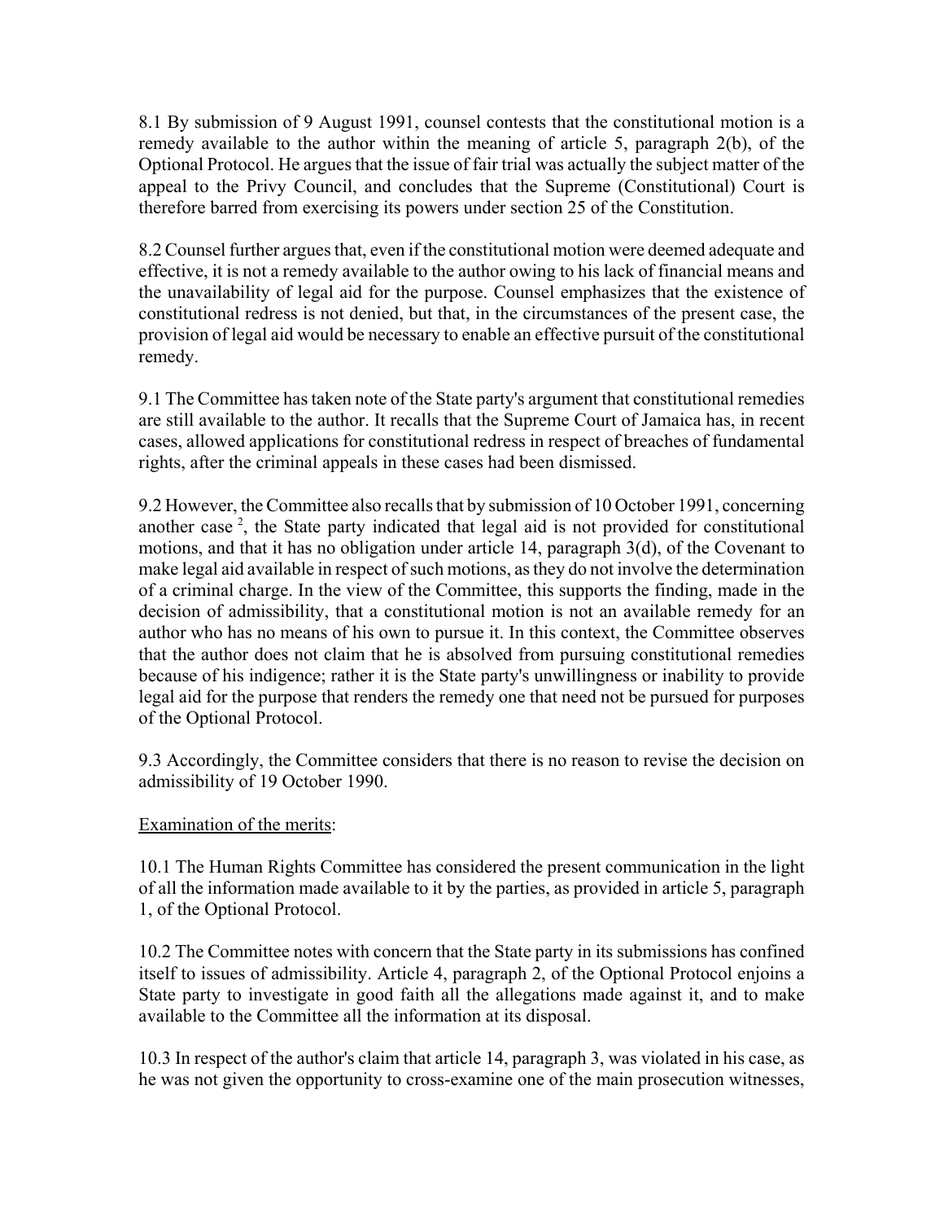8.1 By submission of 9 August 1991, counsel contests that the constitutional motion is a remedy available to the author within the meaning of article 5, paragraph 2(b), of the Optional Protocol. He argues that the issue of fair trial was actually the subject matter of the appeal to the Privy Council, and concludes that the Supreme (Constitutional) Court is therefore barred from exercising its powers under section 25 of the Constitution.

8.2 Counsel further argues that, even if the constitutional motion were deemed adequate and effective, it is not a remedy available to the author owing to his lack of financial means and the unavailability of legal aid for the purpose. Counsel emphasizes that the existence of constitutional redress is not denied, but that, in the circumstances of the present case, the provision of legal aid would be necessary to enable an effective pursuit of the constitutional remedy.

9.1 The Committee has taken note of the State party's argument that constitutional remedies are still available to the author. It recalls that the Supreme Court of Jamaica has, in recent cases, allowed applications for constitutional redress in respect of breaches of fundamental rights, after the criminal appeals in these cases had been dismissed.

9.2 However, the Committee also recalls that by submission of 10 October 1991, concerning another case [2], the State party indicated that legal aid is not provided for constitutional motions, and that it has no obligation under article 14, paragraph 3(d), of the Covenant to make legal aid available in respect of such motions, as they do not involve the determination of a criminal charge. In the view of the Committee, this supports the finding, made in the decision of admissibility, that a constitutional motion is not an available remedy for an author who has no means of his own to pursue it. In this context, the Committee observes that the author does not claim that he is absolved from pursuing constitutional remedies because of his indigence; rather it is the State party's unwillingness or inability to provide legal aid for the purpose that renders the remedy one that need not be pursued for purposes of the Optional Protocol.

9.3 Accordingly, the Committee considers that there is no reason to revise the decision on admissibility of 19 October 1990.

Examination of the merits:

10.1 The Human Rights Committee has considered the present communication in the light of all the information made available to it by the parties, as provided in article 5, paragraph 1, of the Optional Protocol.

10.2 The Committee notes with concern that the State party in its submissions has confined itself to issues of admissibility. Article 4, paragraph 2, of the Optional Protocol enjoins a State party to investigate in good faith all the allegations made against it, and to make available to the Committee all the information at its disposal.

10.3 In respect of the author's claim that article 14, paragraph 3, was violated in his case, as he was not given the opportunity to cross-examine one of the main prosecution witnesses,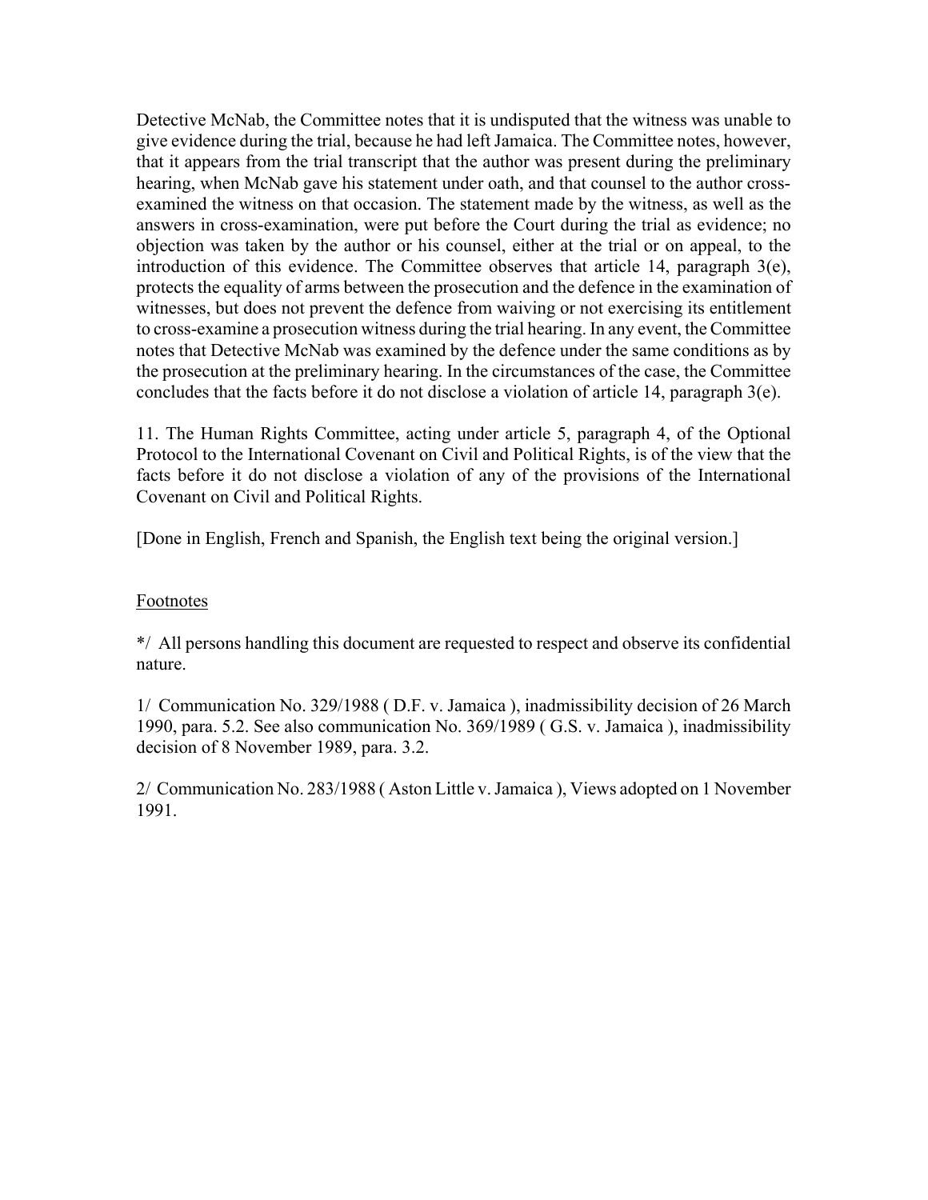Detective McNab, the Committee notes that it is undisputed that the witness was unable to give evidence during the trial, because he had left Jamaica. The Committee notes, however, that it appears from the trial transcript that the author was present during the preliminary hearing, when McNab gave his statement under oath, and that counsel to the author cross-examined the witness on that occasion. The statement made by the witness, as well as the answers in cross-examination, were put before the Court during the trial as evidence; no objection was taken by the author or his counsel, either at the trial or on appeal, to the introduction of this evidence. The Committee observes that article 14, paragraph 3(e), protects the equality of arms between the prosecution and the defence in the examination of witnesses, but does not prevent the defence from waiving or not exercising its entitlement to cross-examine a prosecution witness during the trial hearing. In any event, the Committee notes that Detective McNab was examined by the defence under the same conditions as by the prosecution at the preliminary hearing. In the circumstances of the case, the Committee concludes that the facts before it do not disclose a violation of article 14, paragraph 3(e).

11. The Human Rights Committee, acting under article 5, paragraph 4, of the Optional Protocol to the International Covenant on Civil and Political Rights, is of the view that the facts before it do not disclose a violation of any of the provisions of the International Covenant on Civil and Political Rights.

[Done in English, French and Spanish, the English text being the original version.]

Footnotes

*/ All persons handling this document are requested to respect and observe its confidential nature.

1/ Communication No. 329/1988 ( D.F. v. Jamaica ), inadmissibility decision of 26 March 1990, para. 5.2. See also communication No. 369/1989 ( G.S. v. Jamaica ), inadmissibility decision of 8 November 1989, para. 3.2.

2/ Communication No. 283/1988 ( Aston Little v. Jamaica ), Views adopted on 1 November 1991.